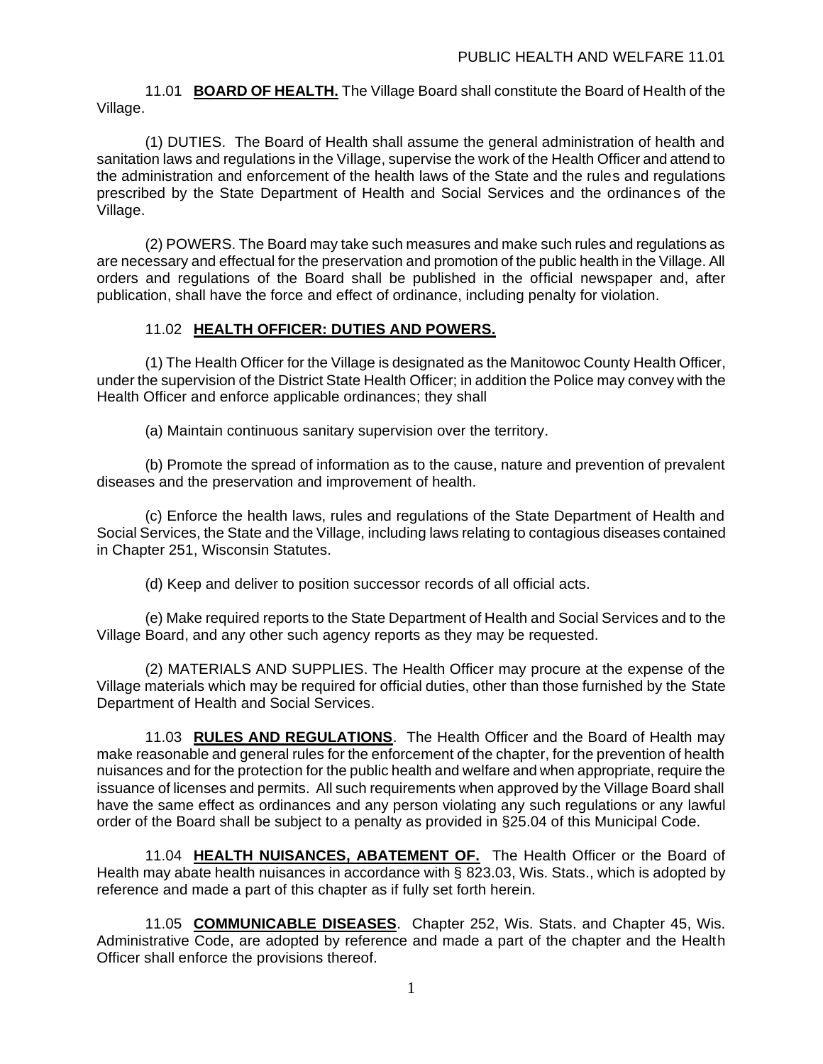**11.01 BOARD OF HEALTH.** The Village Board shall constitute the Board of Health of the Village.

(1) DUTIES. The Board of Health shall assume the general administration of health and sanitation laws and regulations in the Village, supervise the work of the Health Officer and attend to the administration and enforcement of the health laws of the State and the rules and regulations prescribed by the State Department of Health and Social Services and the ordinances of the Village.

(2) POWERS. The Board may take such measures and make such rules and regulations as are necessary and effectual for the preservation and promotion of the public health in the Village. All orders and regulations of the Board shall be published in the official newspaper and, after publication, shall have the force and effect of ordinance, including penalty for violation.

**11.02 HEALTH OFFICER: DUTIES AND POWERS.**

(1) The Health Officer for the Village is designated as the Manitowoc County Health Officer, under the supervision of the District State Health Officer; in addition the Police may convey with the Health Officer and enforce applicable ordinances; they shall

(a) Maintain continuous sanitary supervision over the territory.

(b) Promote the spread of information as to the cause, nature and prevention of prevalent diseases and the preservation and improvement of health.

(c) Enforce the health laws, rules and regulations of the State Department of Health and Social Services, the State and the Village, including laws relating to contagious diseases contained in Chapter 251, Wisconsin Statutes.

(d) Keep and deliver to position successor records of all official acts.

(e) Make required reports to the State Department of Health and Social Services and to the Village Board, and any other such agency reports as they may be requested.

(2) MATERIALS AND SUPPLIES. The Health Officer may procure at the expense of the Village materials which may be required for official duties, other than those furnished by the State Department of Health and Social Services.

**11.03 RULES AND REGULATIONS**. The Health Officer and the Board of Health may make reasonable and general rules for the enforcement of the chapter, for the prevention of health nuisances and for the protection for the public health and welfare and when appropriate, require the issuance of licenses and permits. All such requirements when approved by the Village Board shall have the same effect as ordinances and any person violating any such regulations or any lawful order of the Board shall be subject to a penalty as provided in §25.04 of this Municipal Code.

**11.04 HEALTH NUISANCES, ABATEMENT OF.** The Health Officer or the Board of Health may abate health nuisances in accordance with § 823.03, Wis. Stats., which is adopted by reference and made a part of this chapter as if fully set forth herein.

**11.05 COMMUNICABLE DISEASES**. Chapter 252, Wis. Stats. and Chapter 45, Wis. Administrative Code, are adopted by reference and made a part of the chapter and the Health Officer shall enforce the provisions thereof.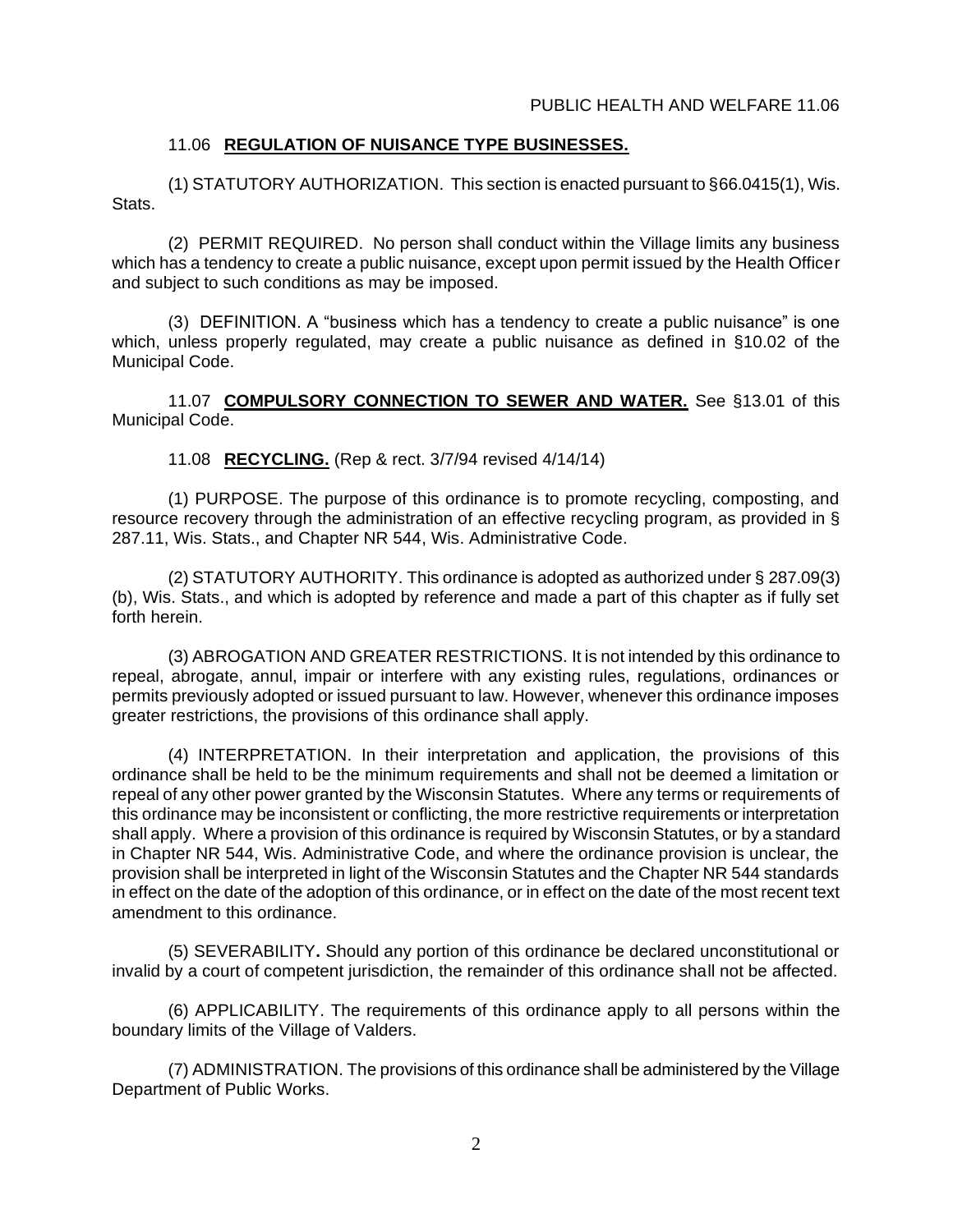### 11.06 **REGULATION OF NUISANCE TYPE BUSINESSES.**

(1) STATUTORY AUTHORIZATION. This section is enacted pursuant to §66.0415(1), Wis. Stats.

(2) PERMIT REQUIRED. No person shall conduct within the Village limits any business which has a tendency to create a public nuisance, except upon permit issued by the Health Officer and subject to such conditions as may be imposed.

(3) DEFINITION. A "business which has a tendency to create a public nuisance" is one which, unless properly regulated, may create a public nuisance as defined in §10.02 of the Municipal Code.

### 11.07 **COMPULSORY CONNECTION TO SEWER AND WATER.** See §13.01 of this Municipal Code.

### 11.08 **RECYCLING.** (Rep & rect. 3/7/94 revised 4/14/14)

(1) PURPOSE. The purpose of this ordinance is to promote recycling, composting, and resource recovery through the administration of an effective recycling program, as provided in § 287.11, Wis. Stats., and Chapter NR 544, Wis. Administrative Code.

(2) STATUTORY AUTHORITY. This ordinance is adopted as authorized under § 287.09(3)(b), Wis. Stats., and which is adopted by reference and made a part of this chapter as if fully set forth herein.

(3) ABROGATION AND GREATER RESTRICTIONS. It is not intended by this ordinance to repeal, abrogate, annul, impair or interfere with any existing rules, regulations, ordinances or permits previously adopted or issued pursuant to law. However, whenever this ordinance imposes greater restrictions, the provisions of this ordinance shall apply.

(4) INTERPRETATION. In their interpretation and application, the provisions of this ordinance shall be held to be the minimum requirements and shall not be deemed a limitation or repeal of any other power granted by the Wisconsin Statutes. Where any terms or requirements of this ordinance may be inconsistent or conflicting, the more restrictive requirements or interpretation shall apply. Where a provision of this ordinance is required by Wisconsin Statutes, or by a standard in Chapter NR 544, Wis. Administrative Code, and where the ordinance provision is unclear, the provision shall be interpreted in light of the Wisconsin Statutes and the Chapter NR 544 standards in effect on the date of the adoption of this ordinance, or in effect on the date of the most recent text amendment to this ordinance.

(5) SEVERABILITY**.** Should any portion of this ordinance be declared unconstitutional or invalid by a court of competent jurisdiction, the remainder of this ordinance shall not be affected.

(6) APPLICABILITY. The requirements of this ordinance apply to all persons within the boundary limits of the Village of Valders.

(7) ADMINISTRATION. The provisions of this ordinance shall be administered by the Village Department of Public Works.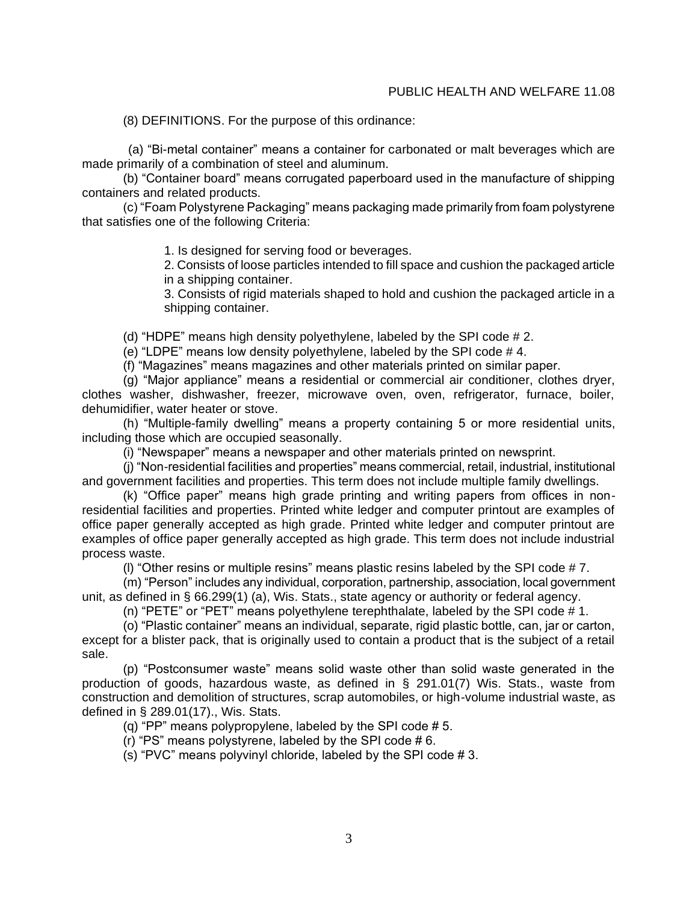(8) DEFINITIONS. For the purpose of this ordinance:

(a) "Bi-metal container" means a container for carbonated or malt beverages which are made primarily of a combination of steel and aluminum.

(b) "Container board" means corrugated paperboard used in the manufacture of shipping containers and related products.

(c) "Foam Polystyrene Packaging" means packaging made primarily from foam polystyrene that satisfies one of the following Criteria:

1. Is designed for serving food or beverages.
2. Consists of loose particles intended to fill space and cushion the packaged article in a shipping container.
3. Consists of rigid materials shaped to hold and cushion the packaged article in a shipping container.

(d) "HDPE" means high density polyethylene, labeled by the SPI code # 2.

(e) "LDPE" means low density polyethylene, labeled by the SPI code # 4.

(f) "Magazines" means magazines and other materials printed on similar paper.

(g) "Major appliance" means a residential or commercial air conditioner, clothes dryer, clothes washer, dishwasher, freezer, microwave oven, oven, refrigerator, furnace, boiler, dehumidifier, water heater or stove.

(h) "Multiple-family dwelling" means a property containing 5 or more residential units, including those which are occupied seasonally.

(i) "Newspaper" means a newspaper and other materials printed on newsprint.

(j) "Non-residential facilities and properties" means commercial, retail, industrial, institutional and government facilities and properties. This term does not include multiple family dwellings.

(k) "Office paper" means high grade printing and writing papers from offices in non-residential facilities and properties. Printed white ledger and computer printout are examples of office paper generally accepted as high grade. Printed white ledger and computer printout are examples of office paper generally accepted as high grade. This term does not include industrial process waste.

(l) "Other resins or multiple resins" means plastic resins labeled by the SPI code # 7.

(m) "Person" includes any individual, corporation, partnership, association, local government unit, as defined in § 66.299(1) (a), Wis. Stats., state agency or authority or federal agency.

(n) "PETE" or "PET" means polyethylene terephthalate, labeled by the SPI code # 1.

(o) "Plastic container" means an individual, separate, rigid plastic bottle, can, jar or carton, except for a blister pack, that is originally used to contain a product that is the subject of a retail sale.

(p) "Postconsumer waste" means solid waste other than solid waste generated in the production of goods, hazardous waste, as defined in § 291.01(7) Wis. Stats., waste from construction and demolition of structures, scrap automobiles, or high-volume industrial waste, as defined in § 289.01(17)., Wis. Stats.

(q) "PP" means polypropylene, labeled by the SPI code # 5.

(r) "PS" means polystyrene, labeled by the SPI code # 6.

(s) "PVC" means polyvinyl chloride, labeled by the SPI code # 3.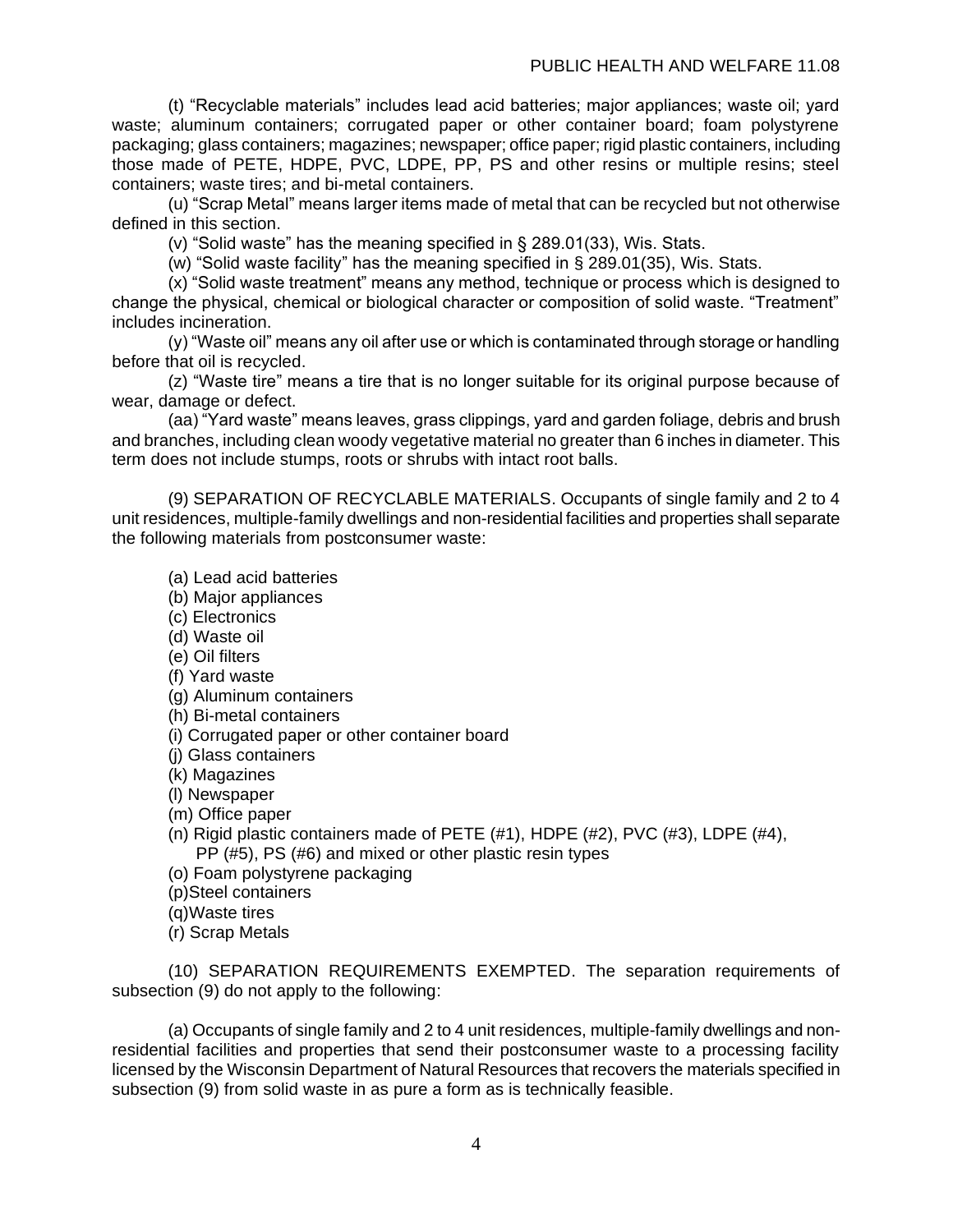(t) "Recyclable materials" includes lead acid batteries; major appliances; waste oil; yard waste; aluminum containers; corrugated paper or other container board; foam polystyrene packaging; glass containers; magazines; newspaper; office paper; rigid plastic containers, including those made of PETE, HDPE, PVC, LDPE, PP, PS and other resins or multiple resins; steel containers; waste tires; and bi-metal containers.

(u) "Scrap Metal" means larger items made of metal that can be recycled but not otherwise defined in this section.

(v) "Solid waste" has the meaning specified in § 289.01(33), Wis. Stats.

(w) "Solid waste facility" has the meaning specified in § 289.01(35), Wis. Stats.

(x) "Solid waste treatment" means any method, technique or process which is designed to change the physical, chemical or biological character or composition of solid waste. "Treatment" includes incineration.

(y) "Waste oil" means any oil after use or which is contaminated through storage or handling before that oil is recycled.

(z) "Waste tire" means a tire that is no longer suitable for its original purpose because of wear, damage or defect.

(aa) "Yard waste" means leaves, grass clippings, yard and garden foliage, debris and brush and branches, including clean woody vegetative material no greater than 6 inches in diameter. This term does not include stumps, roots or shrubs with intact root balls.

(9) SEPARATION OF RECYCLABLE MATERIALS. Occupants of single family and 2 to 4 unit residences, multiple-family dwellings and non-residential facilities and properties shall separate the following materials from postconsumer waste:

(a) Lead acid batteries
(b) Major appliances
(c) Electronics
(d) Waste oil
(e) Oil filters
(f) Yard waste
(g) Aluminum containers
(h) Bi-metal containers
(i) Corrugated paper or other container board
(j) Glass containers
(k) Magazines
(l) Newspaper
(m) Office paper
(n) Rigid plastic containers made of PETE (#1), HDPE (#2), PVC (#3), LDPE (#4), PP (#5), PS (#6) and mixed or other plastic resin types
(o) Foam polystyrene packaging
(p)Steel containers
(q)Waste tires
(r) Scrap Metals

(10) SEPARATION REQUIREMENTS EXEMPTED. The separation requirements of subsection (9) do not apply to the following:

(a) Occupants of single family and 2 to 4 unit residences, multiple-family dwellings and non-residential facilities and properties that send their postconsumer waste to a processing facility licensed by the Wisconsin Department of Natural Resources that recovers the materials specified in subsection (9) from solid waste in as pure a form as is technically feasible.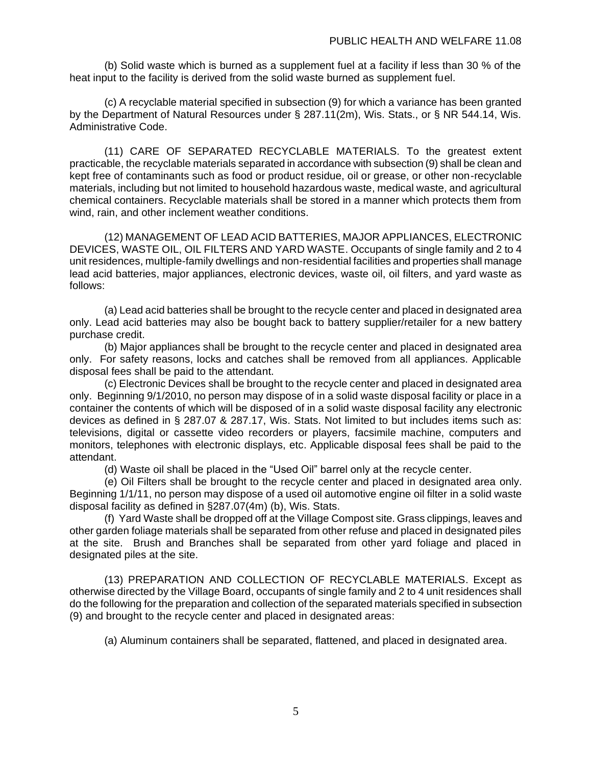(b) Solid waste which is burned as a supplement fuel at a facility if less than 30 % of the heat input to the facility is derived from the solid waste burned as supplement fuel.

(c) A recyclable material specified in subsection (9) for which a variance has been granted by the Department of Natural Resources under § 287.11(2m), Wis. Stats., or § NR 544.14, Wis. Administrative Code.

(11) CARE OF SEPARATED RECYCLABLE MATERIALS. To the greatest extent practicable, the recyclable materials separated in accordance with subsection (9) shall be clean and kept free of contaminants such as food or product residue, oil or grease, or other non-recyclable materials, including but not limited to household hazardous waste, medical waste, and agricultural chemical containers. Recyclable materials shall be stored in a manner which protects them from wind, rain, and other inclement weather conditions.

(12) MANAGEMENT OF LEAD ACID BATTERIES, MAJOR APPLIANCES, ELECTRONIC DEVICES, WASTE OIL, OIL FILTERS AND YARD WASTE. Occupants of single family and 2 to 4 unit residences, multiple-family dwellings and non-residential facilities and properties shall manage lead acid batteries, major appliances, electronic devices, waste oil, oil filters, and yard waste as follows:

(a) Lead acid batteries shall be brought to the recycle center and placed in designated area only. Lead acid batteries may also be bought back to battery supplier/retailer for a new battery purchase credit.

(b) Major appliances shall be brought to the recycle center and placed in designated area only. For safety reasons, locks and catches shall be removed from all appliances. Applicable disposal fees shall be paid to the attendant.

(c) Electronic Devices shall be brought to the recycle center and placed in designated area only. Beginning 9/1/2010, no person may dispose of in a solid waste disposal facility or place in a container the contents of which will be disposed of in a solid waste disposal facility any electronic devices as defined in § 287.07 & 287.17, Wis. Stats. Not limited to but includes items such as: televisions, digital or cassette video recorders or players, facsimile machine, computers and monitors, telephones with electronic displays, etc. Applicable disposal fees shall be paid to the attendant.

(d) Waste oil shall be placed in the "Used Oil" barrel only at the recycle center.

(e) Oil Filters shall be brought to the recycle center and placed in designated area only. Beginning 1/1/11, no person may dispose of a used oil automotive engine oil filter in a solid waste disposal facility as defined in §287.07(4m) (b), Wis. Stats.

(f) Yard Waste shall be dropped off at the Village Compost site. Grass clippings, leaves and other garden foliage materials shall be separated from other refuse and placed in designated piles at the site. Brush and Branches shall be separated from other yard foliage and placed in designated piles at the site.

(13) PREPARATION AND COLLECTION OF RECYCLABLE MATERIALS. Except as otherwise directed by the Village Board, occupants of single family and 2 to 4 unit residences shall do the following for the preparation and collection of the separated materials specified in subsection (9) and brought to the recycle center and placed in designated areas:

(a) Aluminum containers shall be separated, flattened, and placed in designated area.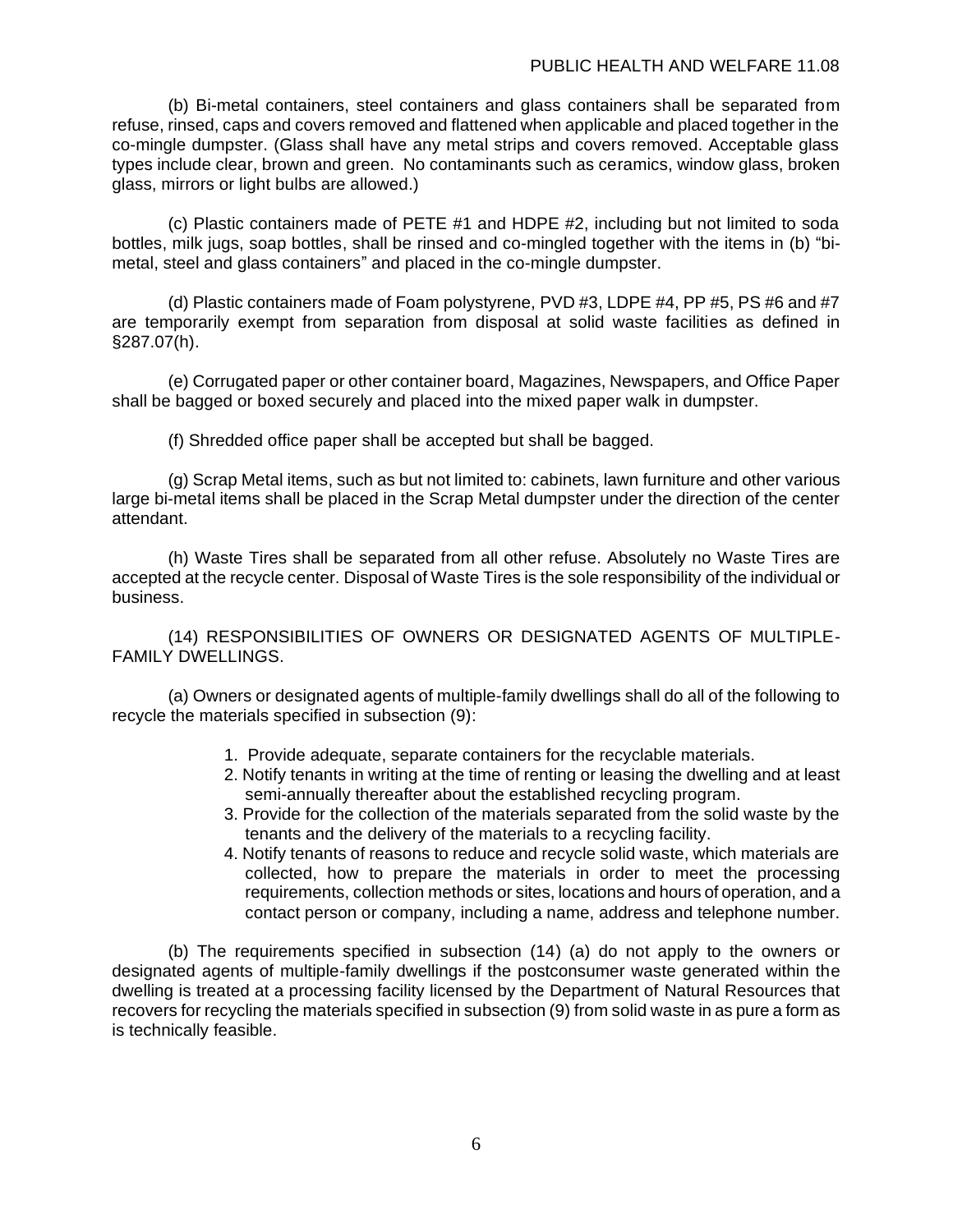(b) Bi-metal containers, steel containers and glass containers shall be separated from refuse, rinsed, caps and covers removed and flattened when applicable and placed together in the co-mingle dumpster. (Glass shall have any metal strips and covers removed. Acceptable glass types include clear, brown and green. No contaminants such as ceramics, window glass, broken glass, mirrors or light bulbs are allowed.)

(c) Plastic containers made of PETE #1 and HDPE #2, including but not limited to soda bottles, milk jugs, soap bottles, shall be rinsed and co-mingled together with the items in (b) "bi-metal, steel and glass containers" and placed in the co-mingle dumpster.

(d) Plastic containers made of Foam polystyrene, PVD #3, LDPE #4, PP #5, PS #6 and #7 are temporarily exempt from separation from disposal at solid waste facilities as defined in §287.07(h).

(e) Corrugated paper or other container board, Magazines, Newspapers, and Office Paper shall be bagged or boxed securely and placed into the mixed paper walk in dumpster.

(f) Shredded office paper shall be accepted but shall be bagged.

(g) Scrap Metal items, such as but not limited to: cabinets, lawn furniture and other various large bi-metal items shall be placed in the Scrap Metal dumpster under the direction of the center attendant.

(h) Waste Tires shall be separated from all other refuse. Absolutely no Waste Tires are accepted at the recycle center. Disposal of Waste Tires is the sole responsibility of the individual or business.

(14) RESPONSIBILITIES OF OWNERS OR DESIGNATED AGENTS OF MULTIPLE-FAMILY DWELLINGS.

(a) Owners or designated agents of multiple-family dwellings shall do all of the following to recycle the materials specified in subsection (9):

1. Provide adequate, separate containers for the recyclable materials.
2. Notify tenants in writing at the time of renting or leasing the dwelling and at least semi-annually thereafter about the established recycling program.
3. Provide for the collection of the materials separated from the solid waste by the tenants and the delivery of the materials to a recycling facility.
4. Notify tenants of reasons to reduce and recycle solid waste, which materials are collected, how to prepare the materials in order to meet the processing requirements, collection methods or sites, locations and hours of operation, and a contact person or company, including a name, address and telephone number.

(b) The requirements specified in subsection (14) (a) do not apply to the owners or designated agents of multiple-family dwellings if the postconsumer waste generated within the dwelling is treated at a processing facility licensed by the Department of Natural Resources that recovers for recycling the materials specified in subsection (9) from solid waste in as pure a form as is technically feasible.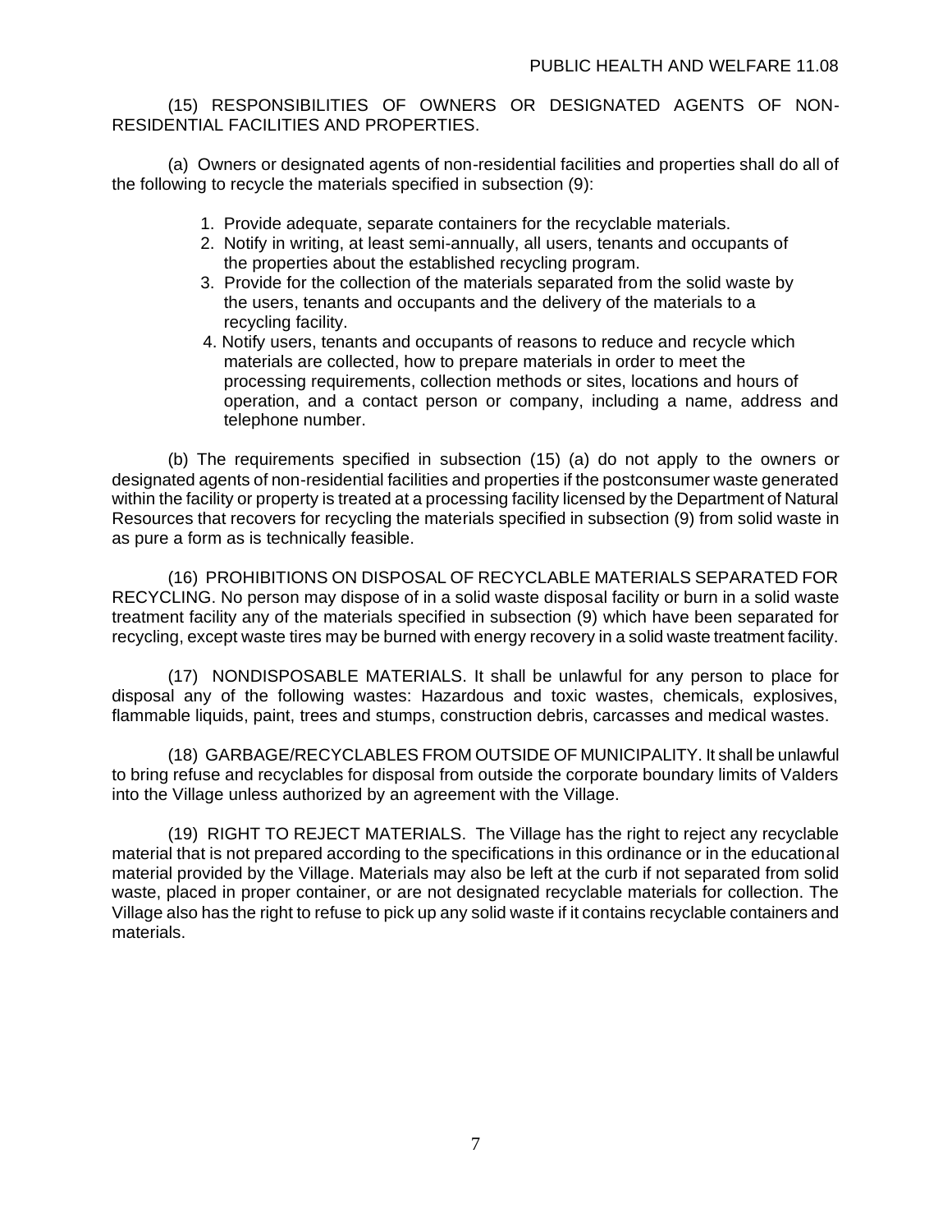(15) RESPONSIBILITIES OF OWNERS OR DESIGNATED AGENTS OF NON-RESIDENTIAL FACILITIES AND PROPERTIES.

(a) Owners or designated agents of non-residential facilities and properties shall do all of the following to recycle the materials specified in subsection (9):

1. Provide adequate, separate containers for the recyclable materials.
2. Notify in writing, at least semi-annually, all users, tenants and occupants of the properties about the established recycling program.
3. Provide for the collection of the materials separated from the solid waste by the users, tenants and occupants and the delivery of the materials to a recycling facility.
4. Notify users, tenants and occupants of reasons to reduce and recycle which materials are collected, how to prepare materials in order to meet the processing requirements, collection methods or sites, locations and hours of operation, and a contact person or company, including a name, address and telephone number.

(b) The requirements specified in subsection (15) (a) do not apply to the owners or designated agents of non-residential facilities and properties if the postconsumer waste generated within the facility or property is treated at a processing facility licensed by the Department of Natural Resources that recovers for recycling the materials specified in subsection (9) from solid waste in as pure a form as is technically feasible.

(16) PROHIBITIONS ON DISPOSAL OF RECYCLABLE MATERIALS SEPARATED FOR RECYCLING. No person may dispose of in a solid waste disposal facility or burn in a solid waste treatment facility any of the materials specified in subsection (9) which have been separated for recycling, except waste tires may be burned with energy recovery in a solid waste treatment facility.

(17) NONDISPOSABLE MATERIALS. It shall be unlawful for any person to place for disposal any of the following wastes: Hazardous and toxic wastes, chemicals, explosives, flammable liquids, paint, trees and stumps, construction debris, carcasses and medical wastes.

(18) GARBAGE/RECYCLABLES FROM OUTSIDE OF MUNICIPALITY. It shall be unlawful to bring refuse and recyclables for disposal from outside the corporate boundary limits of Valders into the Village unless authorized by an agreement with the Village.

(19) RIGHT TO REJECT MATERIALS. The Village has the right to reject any recyclable material that is not prepared according to the specifications in this ordinance or in the educational material provided by the Village. Materials may also be left at the curb if not separated from solid waste, placed in proper container, or are not designated recyclable materials for collection. The Village also has the right to refuse to pick up any solid waste if it contains recyclable containers and materials.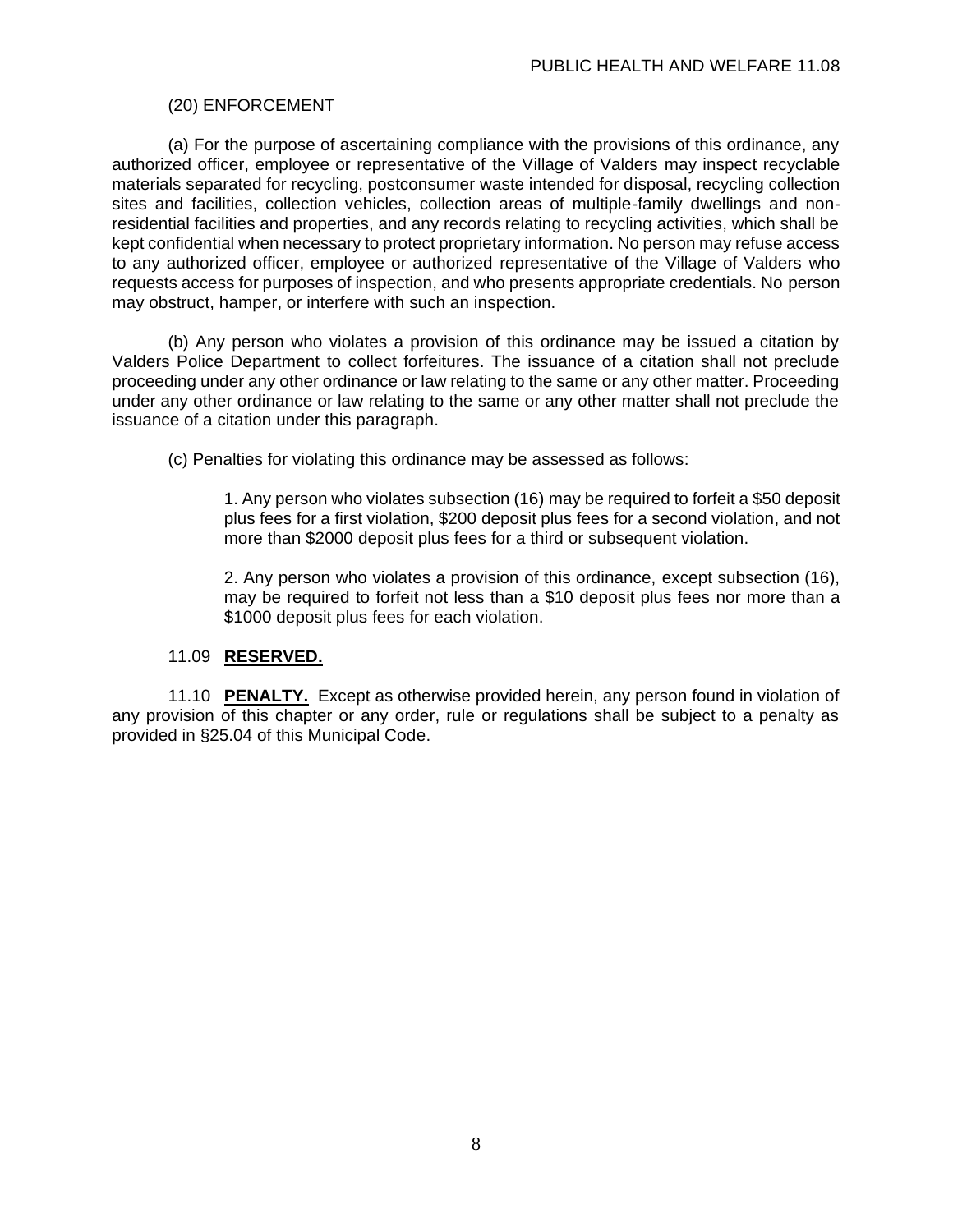(20) ENFORCEMENT

(a) For the purpose of ascertaining compliance with the provisions of this ordinance, any authorized officer, employee or representative of the Village of Valders may inspect recyclable materials separated for recycling, postconsumer waste intended for disposal, recycling collection sites and facilities, collection vehicles, collection areas of multiple-family dwellings and non-residential facilities and properties, and any records relating to recycling activities, which shall be kept confidential when necessary to protect proprietary information. No person may refuse access to any authorized officer, employee or authorized representative of the Village of Valders who requests access for purposes of inspection, and who presents appropriate credentials. No person may obstruct, hamper, or interfere with such an inspection.

(b) Any person who violates a provision of this ordinance may be issued a citation by Valders Police Department to collect forfeitures. The issuance of a citation shall not preclude proceeding under any other ordinance or law relating to the same or any other matter. Proceeding under any other ordinance or law relating to the same or any other matter shall not preclude the issuance of a citation under this paragraph.

(c) Penalties for violating this ordinance may be assessed as follows:

1. Any person who violates subsection (16) may be required to forfeit a $50 deposit plus fees for a first violation, $200 deposit plus fees for a second violation, and not more than $2000 deposit plus fees for a third or subsequent violation.

2. Any person who violates a provision of this ordinance, except subsection (16), may be required to forfeit not less than a $10 deposit plus fees nor more than a $1000 deposit plus fees for each violation.

11.09 **RESERVED.**

11.10 **PENALTY.** Except as otherwise provided herein, any person found in violation of any provision of this chapter or any order, rule or regulations shall be subject to a penalty as provided in §25.04 of this Municipal Code.